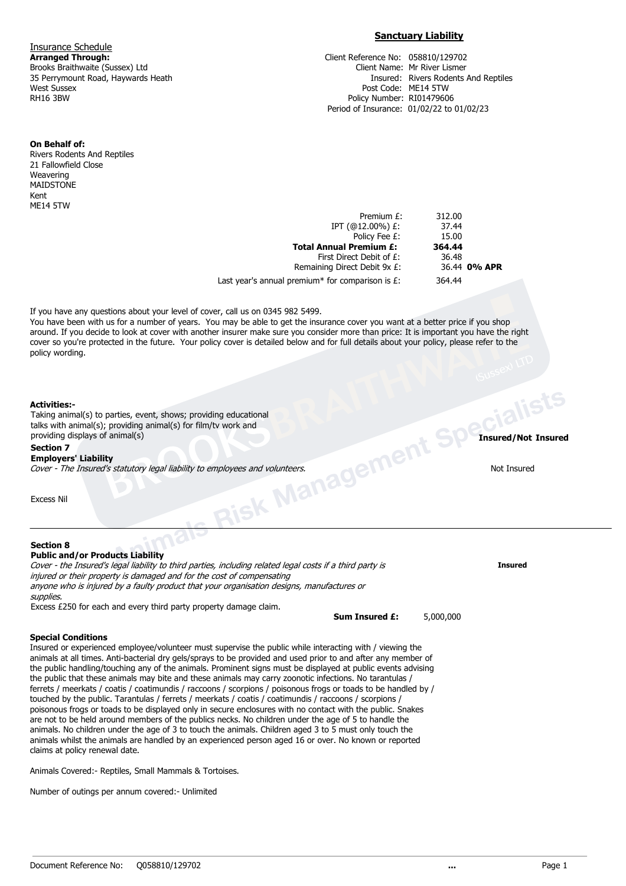## Sanctuary Liability

Insurance Schedule

**Arranged Through:**
Brooks Braithwaite (Sussex) Ltd
35 Perrymount Road, Haywards Heath
West Sussex
RH16 3BW

| | |
|---|---|
| Client Reference No: | 058810/129702 |
| Client Name: | Mr River Lismer |
| Insured: | Rivers Rodents And Reptiles |
| Post Code: | ME14 5TW |
| Policy Number: | RI01479606 |
| Period of Insurance: | 01/02/22 to 01/02/23 |

**On Behalf of:**
Rivers Rodents And Reptiles
21 Fallowfield Close
Weavering
MAIDSTONE
Kent
ME14 5TW

| | | |
|---|---|---|
| Premium £: | 312.00 | |
| IPT (@12.00%) £: | 37.44 | |
| Policy Fee £: | 15.00 | |
| **Total Annual Premium £:** | **364.44** | |
| First Direct Debit of £: | 36.48 | |
| Remaining Direct Debit 9x £: | 36.44 | **0% APR** |
| Last year's annual premium* for comparison is £: | 364.44 | |

If you have any questions about your level of cover, call us on 0345 982 5499.
You have been with us for a number of years. You may be able to get the insurance cover you want at a better price if you shop around. If you decide to look at cover with another insurer make sure you consider more than price: It is important you have the right cover so you're protected in the future. Your policy cover is detailed below and for full details about your policy, please refer to the policy wording.

**Activities:-**
Taking animal(s) to parties, event, shows; providing educational talks with animal(s); providing animal(s) for film/tv work and providing displays of animal(s)

**Insured/Not Insured**

**Section 7**
**Employers' Liability**
*Cover - The Insured's statutory legal liability to employees and volunteers.* — Not Insured

Excess Nil

---

**Section 8**
**Public and/or Products Liability**
*Cover - the Insured's legal liability to third parties, including related legal costs if a third party is injured or their property is damaged and for the cost of compensating anyone who is injured by a faulty product that your organisation designs, manufactures or supplies.* — **Insured**

Excess £250 for each and every third party property damage claim.

**Sum Insured £:** 5,000,000

**Special Conditions**
Insured or experienced employee/volunteer must supervise the public while interacting with / viewing the animals at all times. Anti-bacterial dry gels/sprays to be provided and used prior to and after any member of the public handling/touching any of the animals. Prominent signs must be displayed at public events advising the public that these animals may bite and these animals may carry zoonotic infections. No tarantulas / ferrets / meerkats / coatis / coatimundis / raccoons / scorpions / poisonous frogs or toads to be handled by / touched by the public. Tarantulas / ferrets / meerkats / coatis / coatimundis / raccoons / scorpions / poisonous frogs or toads to be displayed only in secure enclosures with no contact with the public. Snakes are not to be held around members of the publics necks. No children under the age of 5 to handle the animals. No children under the age of 3 to touch the animals. Children aged 3 to 5 must only touch the animals whilst the animals are handled by an experienced person aged 16 or over. No known or reported claims at policy renewal date.

Animals Covered:- Reptiles, Small Mammals & Tortoises.

Number of outings per annum covered:- Unlimited

Document Reference No: Q058810/129702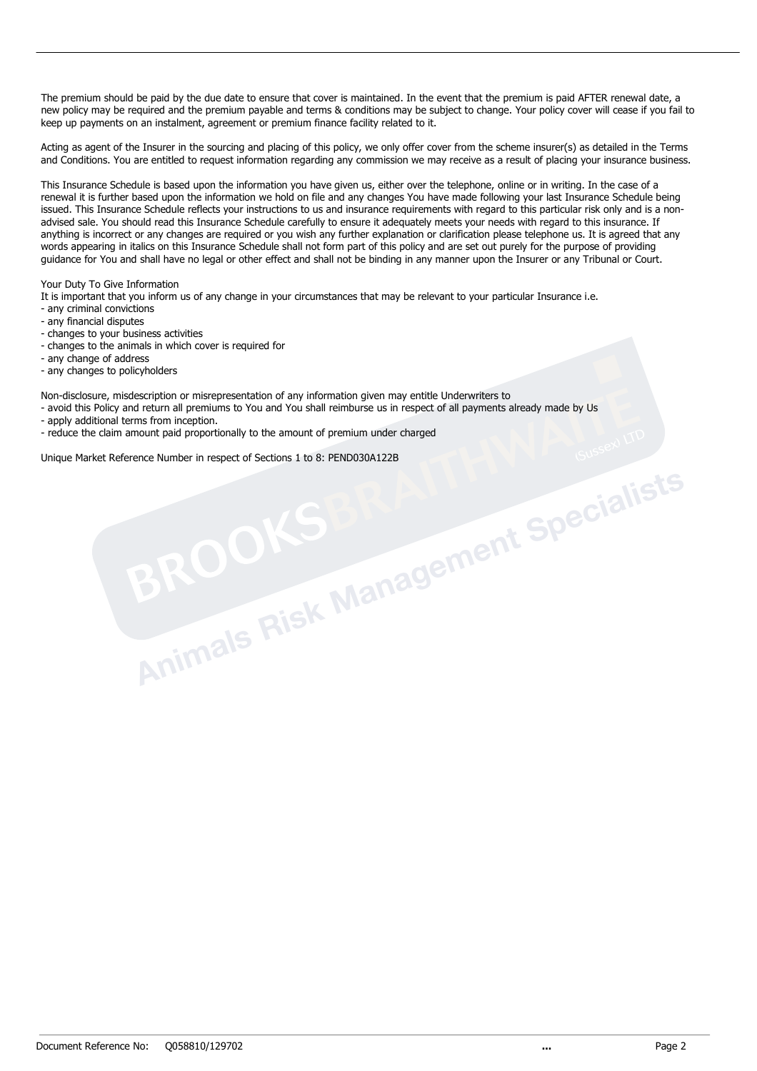The premium should be paid by the due date to ensure that cover is maintained. In the event that the premium is paid AFTER renewal date, a new policy may be required and the premium payable and terms & conditions may be subject to change. Your policy cover will cease if you fail to keep up payments on an instalment, agreement or premium finance facility related to it.

Acting as agent of the Insurer in the sourcing and placing of this policy, we only offer cover from the scheme insurer(s) as detailed in the Terms and Conditions. You are entitled to request information regarding any commission we may receive as a result of placing your insurance business.

This Insurance Schedule is based upon the information you have given us, either over the telephone, online or in writing. In the case of a renewal it is further based upon the information we hold on file and any changes You have made following your last Insurance Schedule being issued. This Insurance Schedule reflects your instructions to us and insurance requirements with regard to this particular risk only and is a non-advised sale. You should read this Insurance Schedule carefully to ensure it adequately meets your needs with regard to this insurance. If anything is incorrect or any changes are required or you wish any further explanation or clarification please telephone us. It is agreed that any words appearing in italics on this Insurance Schedule shall not form part of this policy and are set out purely for the purpose of providing guidance for You and shall have no legal or other effect and shall not be binding in any manner upon the Insurer or any Tribunal or Court.

Your Duty To Give Information

It is important that you inform us of any change in your circumstances that may be relevant to your particular Insurance i.e.

- any criminal convictions
- any financial disputes
- changes to your business activities
- changes to the animals in which cover is required for
- any change of address
- any changes to policyholders

Non-disclosure, misdescription or misrepresentation of any information given may entitle Underwriters to

- avoid this Policy and return all premiums to You and You shall reimburse us in respect of all payments already made by Us
- apply additional terms from inception.
- reduce the claim amount paid proportionally to the amount of premium under charged

Unique Market Reference Number in respect of Sections 1 to 8: PEND030A122B

Document Reference No: Q058810/129702